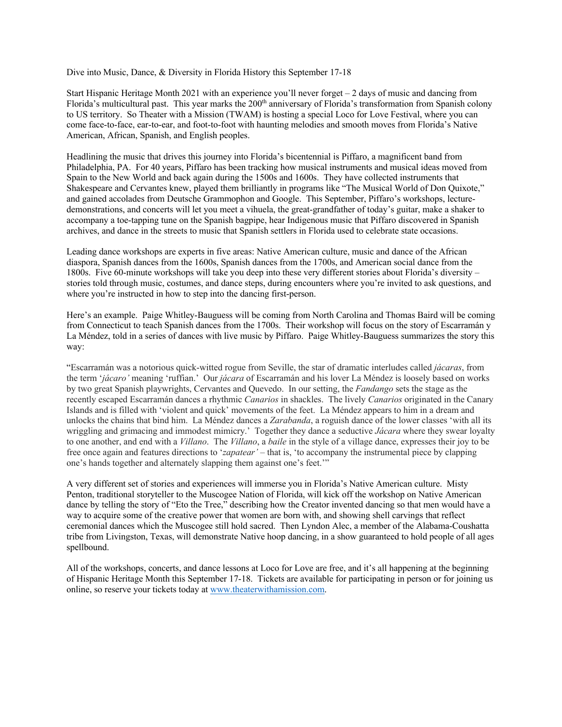Dive into Music, Dance, & Diversity in Florida History this September 17-18

Start Hispanic Heritage Month 2021 with an experience you'll never forget – 2 days of music and dancing from Florida's multicultural past. This year marks the 200th anniversary of Florida's transformation from Spanish colony to US territory. So Theater with a Mission (TWAM) is hosting a special Loco for Love Festival, where you can come face-to-face, ear-to-ear, and foot-to-foot with haunting melodies and smooth moves from Florida's Native American, African, Spanish, and English peoples.

Headlining the music that drives this journey into Florida's bicentennial is Piffaro, a magnificent band from Philadelphia, PA. For 40 years, Piffaro has been tracking how musical instruments and musical ideas moved from Spain to the New World and back again during the 1500s and 1600s. They have collected instruments that Shakespeare and Cervantes knew, played them brilliantly in programs like "The Musical World of Don Quixote," and gained accolades from Deutsche Grammophon and Google. This September, Piffaro's workshops, lecture-demonstrations, and concerts will let you meet a vihuela, the great-grandfather of today's guitar, make a shaker to accompany a toe-tapping tune on the Spanish bagpipe, hear Indigenous music that Piffaro discovered in Spanish archives, and dance in the streets to music that Spanish settlers in Florida used to celebrate state occasions.

Leading dance workshops are experts in five areas: Native American culture, music and dance of the African diaspora, Spanish dances from the 1600s, Spanish dances from the 1700s, and American social dance from the 1800s. Five 60-minute workshops will take you deep into these very different stories about Florida's diversity – stories told through music, costumes, and dance steps, during encounters where you're invited to ask questions, and where you're instructed in how to step into the dancing first-person.

Here's an example. Paige Whitley-Bauguess will be coming from North Carolina and Thomas Baird will be coming from Connecticut to teach Spanish dances from the 1700s. Their workshop will focus on the story of Escarramán y La Méndez, told in a series of dances with live music by Piffaro. Paige Whitley-Bauguess summarizes the story this way:

"Escarramán was a notorious quick-witted rogue from Seville, the star of dramatic interludes called *jácaras*, from the term '*jácaro'* meaning 'ruffian.' Our *jácara* of Escarramán and his lover La Méndez is loosely based on works by two great Spanish playwrights, Cervantes and Quevedo. In our setting, the *Fandango* sets the stage as the recently escaped Escarramán dances a rhythmic *Canarios* in shackles. The lively *Canarios* originated in the Canary Islands and is filled with 'violent and quick' movements of the feet. La Méndez appears to him in a dream and unlocks the chains that bind him. La Méndez dances a *Zarabanda*, a roguish dance of the lower classes 'with all its wriggling and grimacing and immodest mimicry.' Together they dance a seductive *Jácara* where they swear loyalty to one another, and end with a *Villano*. The *Villano*, a *baile* in the style of a village dance, expresses their joy to be free once again and features directions to '*zapatear'* – that is, 'to accompany the instrumental piece by clapping one's hands together and alternately slapping them against one's feet.'"

A very different set of stories and experiences will immerse you in Florida's Native American culture. Misty Penton, traditional storyteller to the Muscogee Nation of Florida, will kick off the workshop on Native American dance by telling the story of "Eto the Tree," describing how the Creator invented dancing so that men would have a way to acquire some of the creative power that women are born with, and showing shell carvings that reflect ceremonial dances which the Muscogee still hold sacred. Then Lyndon Alec, a member of the Alabama-Coushatta tribe from Livingston, Texas, will demonstrate Native hoop dancing, in a show guaranteed to hold people of all ages spellbound.

All of the workshops, concerts, and dance lessons at Loco for Love are free, and it's all happening at the beginning of Hispanic Heritage Month this September 17-18. Tickets are available for participating in person or for joining us online, so reserve your tickets today at [www.theaterwithamission.com](http://www.theaterwithamission.com).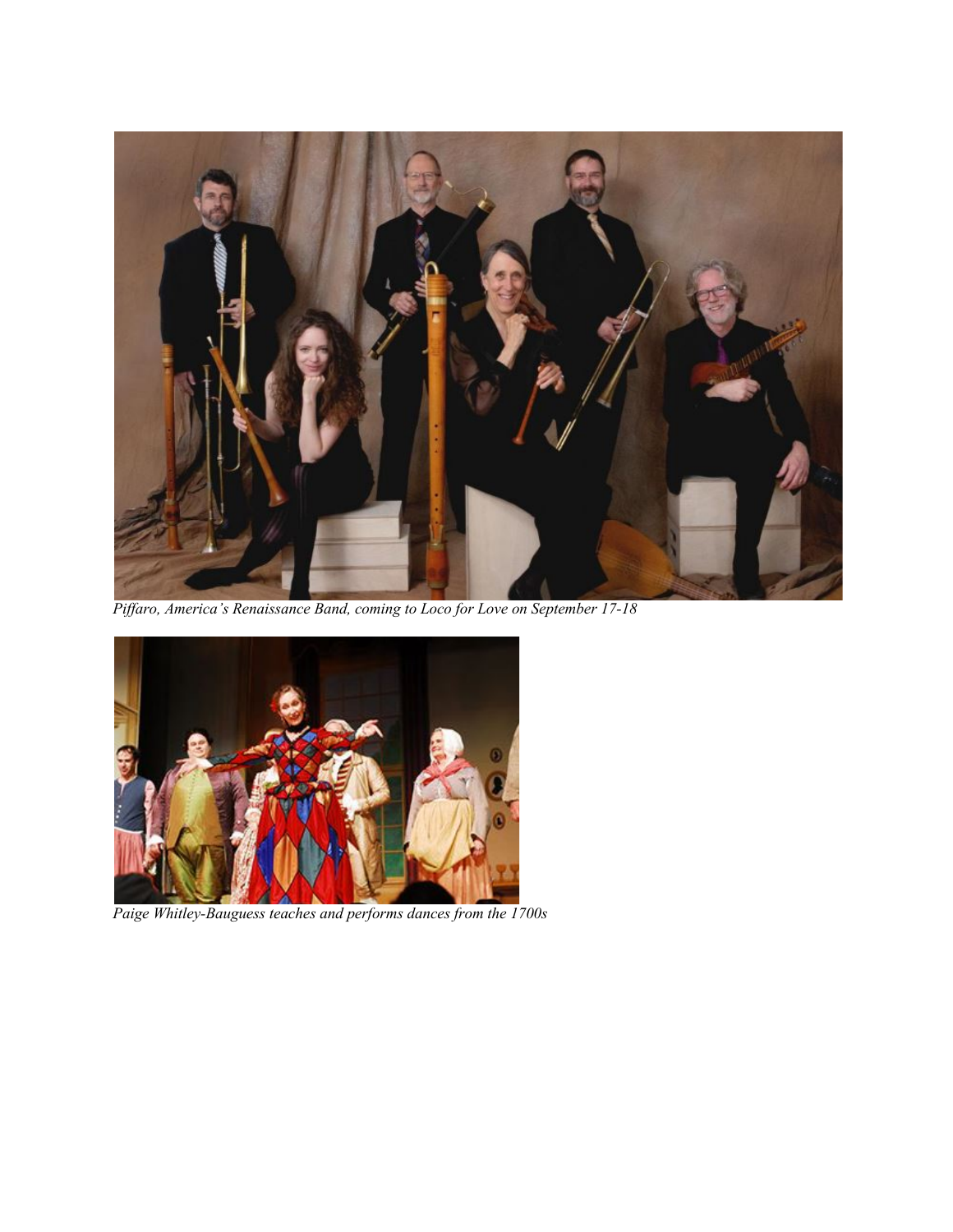*Piffaro, America's Renaissance Band, coming to Loco for Love on September 17-18*

*Paige Whitley-Bauguess teaches and performs dances from the 1700s*